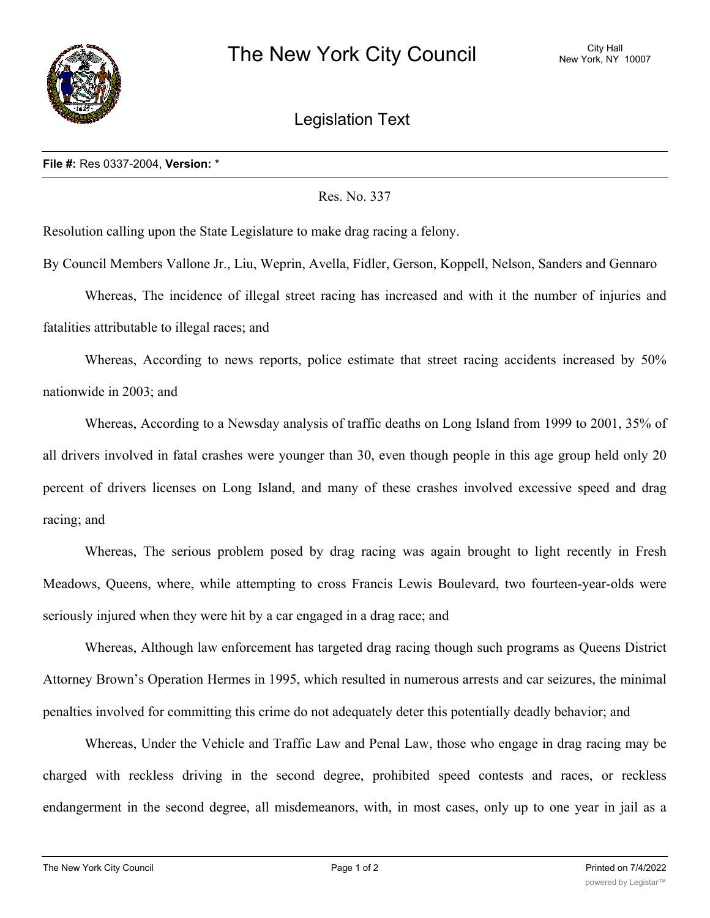# The New York City Council

City Hall
New York, NY 10007

## Legislation Text

**File #:** Res 0337-2004, **Version:** *

Res. No. 337

Resolution calling upon the State Legislature to make drag racing a felony.

By Council Members Vallone Jr., Liu, Weprin, Avella, Fidler, Gerson, Koppell, Nelson, Sanders and Gennaro

Whereas, The incidence of illegal street racing has increased and with it the number of injuries and fatalities attributable to illegal races; and

Whereas, According to news reports, police estimate that street racing accidents increased by 50% nationwide in 2003; and

Whereas, According to a Newsday analysis of traffic deaths on Long Island from 1999 to 2001, 35% of all drivers involved in fatal crashes were younger than 30, even though people in this age group held only 20 percent of drivers licenses on Long Island, and many of these crashes involved excessive speed and drag racing; and

Whereas, The serious problem posed by drag racing was again brought to light recently in Fresh Meadows, Queens, where, while attempting to cross Francis Lewis Boulevard, two fourteen-year-olds were seriously injured when they were hit by a car engaged in a drag race; and

Whereas, Although law enforcement has targeted drag racing though such programs as Queens District Attorney Brown's Operation Hermes in 1995, which resulted in numerous arrests and car seizures, the minimal penalties involved for committing this crime do not adequately deter this potentially deadly behavior; and

Whereas, Under the Vehicle and Traffic Law and Penal Law, those who engage in drag racing may be charged with reckless driving in the second degree, prohibited speed contests and races, or reckless endangerment in the second degree, all misdemeanors, with, in most cases, only up to one year in jail as a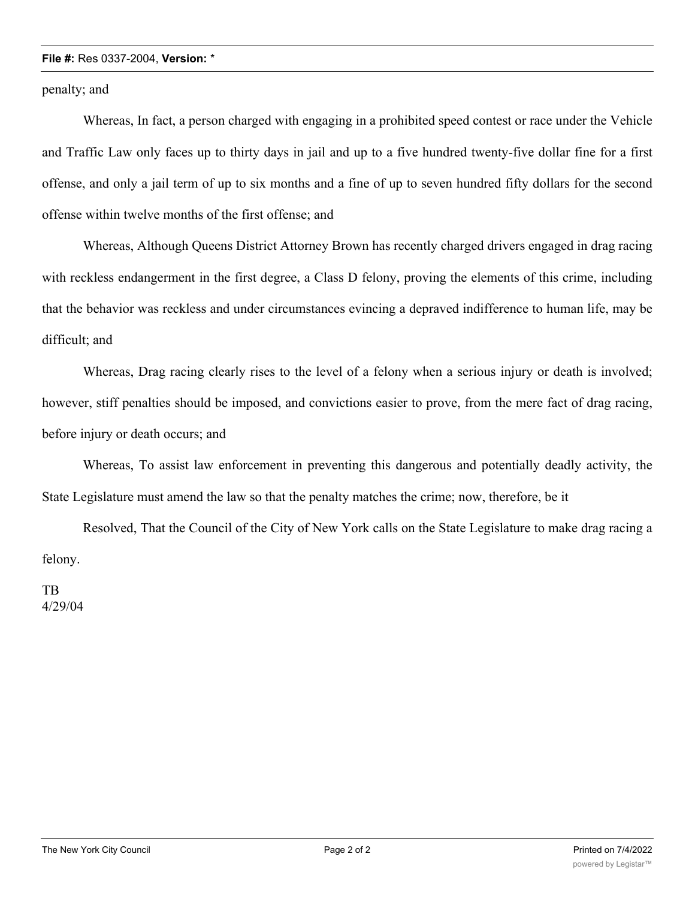penalty; and

Whereas, In fact, a person charged with engaging in a prohibited speed contest or race under the Vehicle and Traffic Law only faces up to thirty days in jail and up to a five hundred twenty-five dollar fine for a first offense, and only a jail term of up to six months and a fine of up to seven hundred fifty dollars for the second offense within twelve months of the first offense; and

Whereas, Although Queens District Attorney Brown has recently charged drivers engaged in drag racing with reckless endangerment in the first degree, a Class D felony, proving the elements of this crime, including that the behavior was reckless and under circumstances evincing a depraved indifference to human life, may be difficult; and

Whereas, Drag racing clearly rises to the level of a felony when a serious injury or death is involved; however, stiff penalties should be imposed, and convictions easier to prove, from the mere fact of drag racing, before injury or death occurs; and

Whereas, To assist law enforcement in preventing this dangerous and potentially deadly activity, the State Legislature must amend the law so that the penalty matches the crime; now, therefore, be it

Resolved, That the Council of the City of New York calls on the State Legislature to make drag racing a felony.

TB
4/29/04